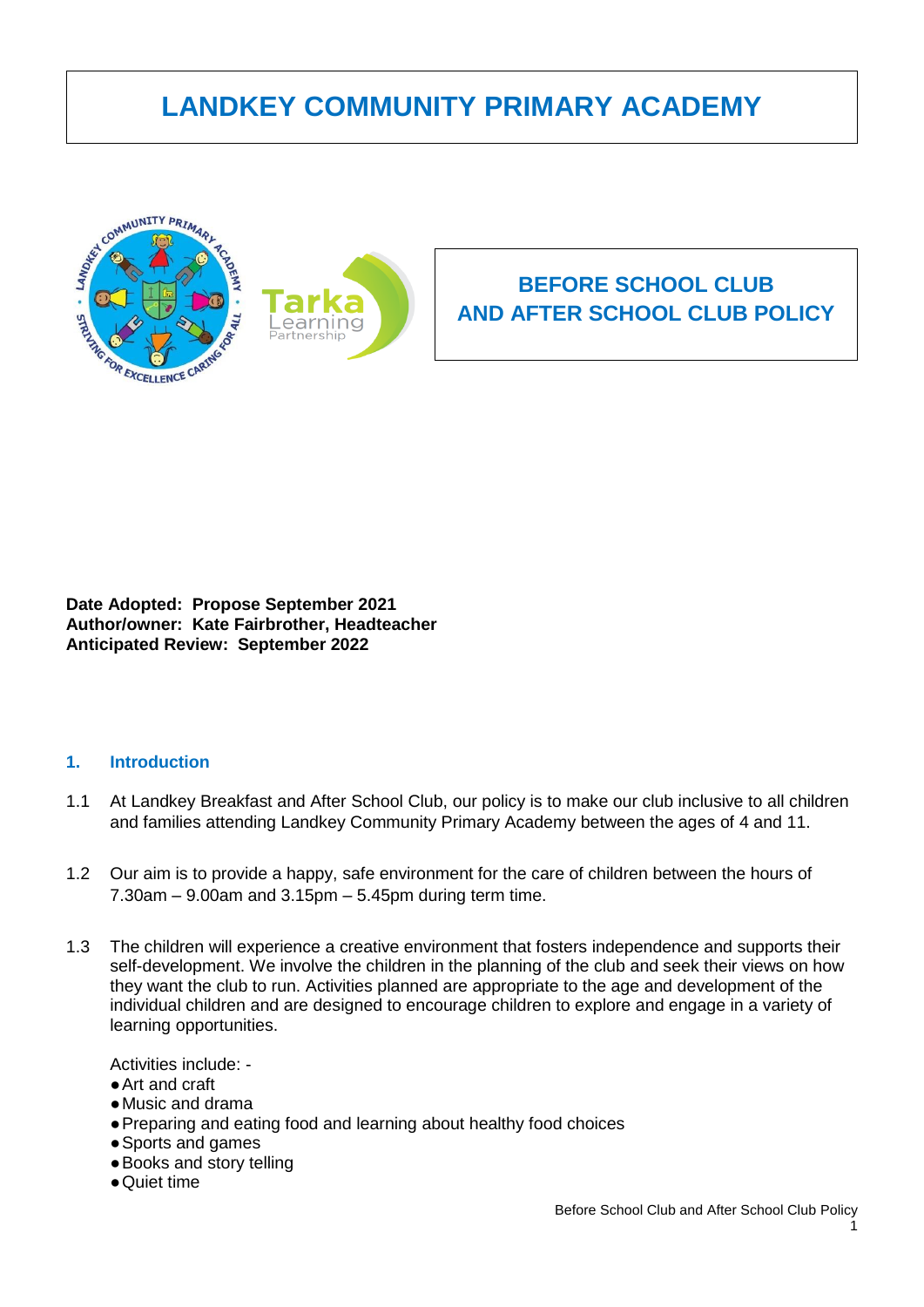# LANDKEY COMMUNITY PRIMARY ACADEMY

## BEFORE SCHOOL CLUB AND AFTER SCHOOL CLUB POLICY

**Date Adopted: Propose September 2021**
**Author/owner: Kate Fairbrother, Headteacher**
**Anticipated Review: September 2022**

### 1. Introduction

1.1 At Landkey Breakfast and After School Club, our policy is to make our club inclusive to all children and families attending Landkey Community Primary Academy between the ages of 4 and 11.

1.2 Our aim is to provide a happy, safe environment for the care of children between the hours of 7.30am – 9.00am and 3.15pm – 5.45pm during term time.

1.3 The children will experience a creative environment that fosters independence and supports their self-development. We involve the children in the planning of the club and seek their views on how they want the club to run. Activities planned are appropriate to the age and development of the individual children and are designed to encourage children to explore and engage in a variety of learning opportunities.

Activities include: -

- Art and craft
- Music and drama
- Preparing and eating food and learning about healthy food choices
- Sports and games
- Books and story telling
- Quiet time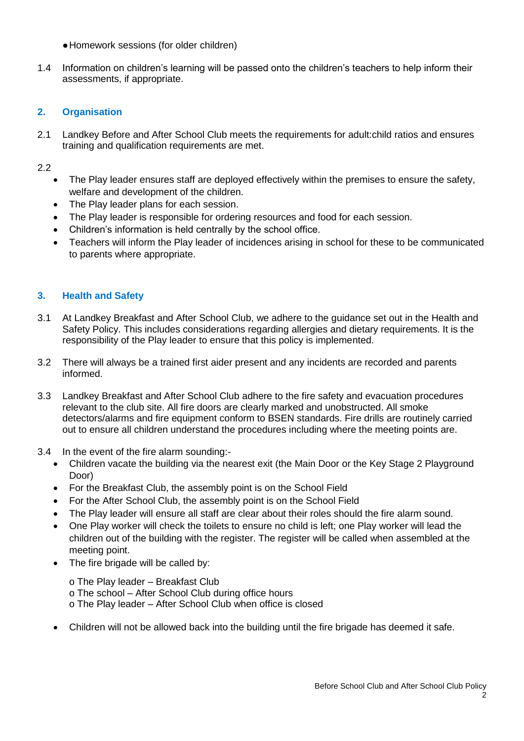- Homework sessions (for older children)

1.4 Information on children's learning will be passed onto the children's teachers to help inform their assessments, if appropriate.

## 2. Organisation

2.1 Landkey Before and After School Club meets the requirements for adult:child ratios and ensures training and qualification requirements are met.

2.2

- The Play leader ensures staff are deployed effectively within the premises to ensure the safety, welfare and development of the children.
- The Play leader plans for each session.
- The Play leader is responsible for ordering resources and food for each session.
- Children's information is held centrally by the school office.
- Teachers will inform the Play leader of incidences arising in school for these to be communicated to parents where appropriate.

## 3. Health and Safety

3.1 At Landkey Breakfast and After School Club, we adhere to the guidance set out in the Health and Safety Policy. This includes considerations regarding allergies and dietary requirements. It is the responsibility of the Play leader to ensure that this policy is implemented.

3.2 There will always be a trained first aider present and any incidents are recorded and parents informed.

3.3 Landkey Breakfast and After School Club adhere to the fire safety and evacuation procedures relevant to the club site. All fire doors are clearly marked and unobstructed. All smoke detectors/alarms and fire equipment conform to BSEN standards. Fire drills are routinely carried out to ensure all children understand the procedures including where the meeting points are.

3.4 In the event of the fire alarm sounding:-

- Children vacate the building via the nearest exit (the Main Door or the Key Stage 2 Playground Door)
- For the Breakfast Club, the assembly point is on the School Field
- For the After School Club, the assembly point is on the School Field
- The Play leader will ensure all staff are clear about their roles should the fire alarm sound.
- One Play worker will check the toilets to ensure no child is left; one Play worker will lead the children out of the building with the register. The register will be called when assembled at the meeting point.
- The fire brigade will be called by:
  - The Play leader – Breakfast Club
  - The school – After School Club during office hours
  - The Play leader – After School Club when office is closed
- Children will not be allowed back into the building until the fire brigade has deemed it safe.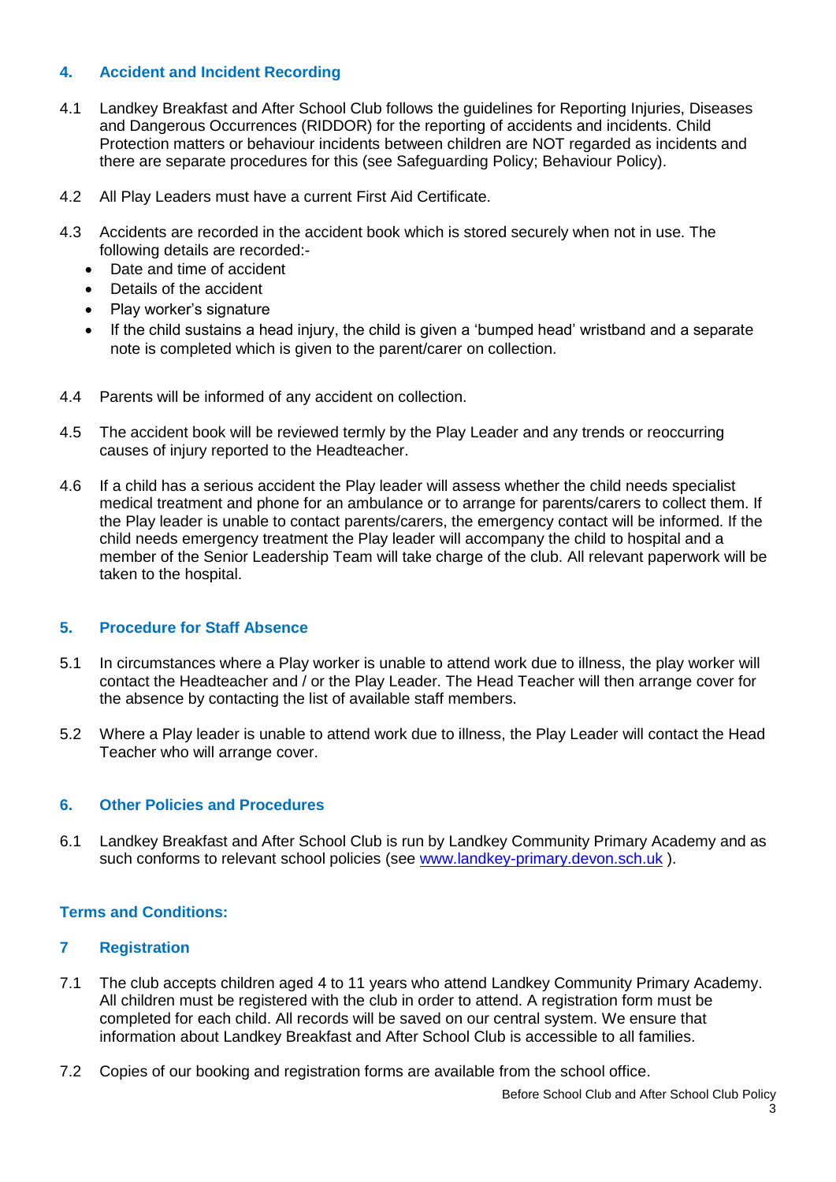## 4. Accident and Incident Recording

4.1 Landkey Breakfast and After School Club follows the guidelines for Reporting Injuries, Diseases and Dangerous Occurrences (RIDDOR) for the reporting of accidents and incidents. Child Protection matters or behaviour incidents between children are NOT regarded as incidents and there are separate procedures for this (see Safeguarding Policy; Behaviour Policy).

4.2 All Play Leaders must have a current First Aid Certificate.

4.3 Accidents are recorded in the accident book which is stored securely when not in use. The following details are recorded:-

- Date and time of accident
- Details of the accident
- Play worker's signature
- If the child sustains a head injury, the child is given a 'bumped head' wristband and a separate note is completed which is given to the parent/carer on collection.

4.4 Parents will be informed of any accident on collection.

4.5 The accident book will be reviewed termly by the Play Leader and any trends or reoccurring causes of injury reported to the Headteacher.

4.6 If a child has a serious accident the Play leader will assess whether the child needs specialist medical treatment and phone for an ambulance or to arrange for parents/carers to collect them. If the Play leader is unable to contact parents/carers, the emergency contact will be informed. If the child needs emergency treatment the Play leader will accompany the child to hospital and a member of the Senior Leadership Team will take charge of the club. All relevant paperwork will be taken to the hospital.

## 5. Procedure for Staff Absence

5.1 In circumstances where a Play worker is unable to attend work due to illness, the play worker will contact the Headteacher and / or the Play Leader. The Head Teacher will then arrange cover for the absence by contacting the list of available staff members.

5.2 Where a Play leader is unable to attend work due to illness, the Play Leader will contact the Head Teacher who will arrange cover.

## 6. Other Policies and Procedures

6.1 Landkey Breakfast and After School Club is run by Landkey Community Primary Academy and as such conforms to relevant school policies (see [www.landkey-primary.devon.sch.uk](http://www.landkey-primary.devon.sch.uk) ).

## Terms and Conditions:

## 7 Registration

7.1 The club accepts children aged 4 to 11 years who attend Landkey Community Primary Academy. All children must be registered with the club in order to attend. A registration form must be completed for each child. All records will be saved on our central system. We ensure that information about Landkey Breakfast and After School Club is accessible to all families.

7.2 Copies of our booking and registration forms are available from the school office.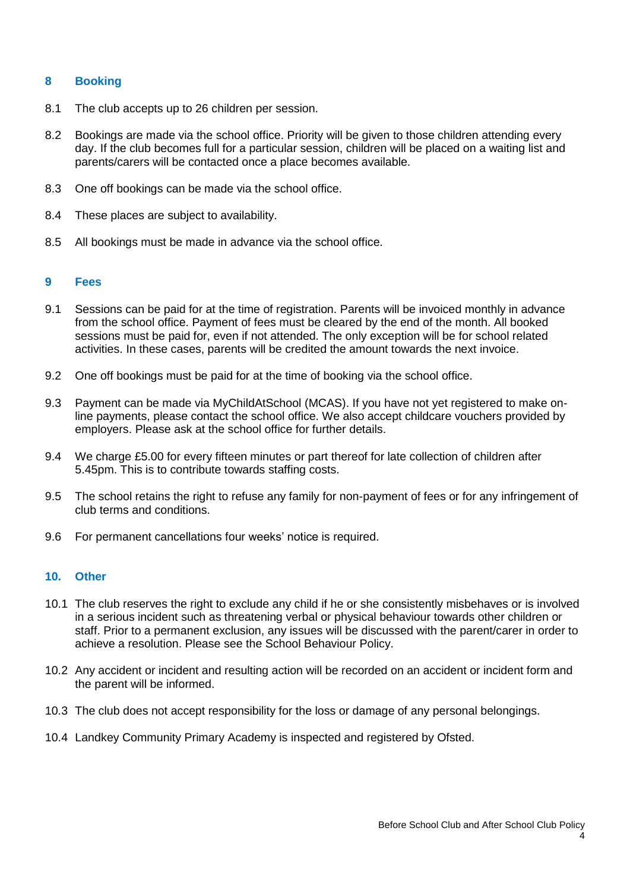## 8 Booking

8.1 The club accepts up to 26 children per session.

8.2 Bookings are made via the school office. Priority will be given to those children attending every day. If the club becomes full for a particular session, children will be placed on a waiting list and parents/carers will be contacted once a place becomes available.

8.3 One off bookings can be made via the school office.

8.4 These places are subject to availability.

8.5 All bookings must be made in advance via the school office.

## 9 Fees

9.1 Sessions can be paid for at the time of registration. Parents will be invoiced monthly in advance from the school office. Payment of fees must be cleared by the end of the month. All booked sessions must be paid for, even if not attended. The only exception will be for school related activities. In these cases, parents will be credited the amount towards the next invoice.

9.2 One off bookings must be paid for at the time of booking via the school office.

9.3 Payment can be made via MyChildAtSchool (MCAS). If you have not yet registered to make on-line payments, please contact the school office. We also accept childcare vouchers provided by employers. Please ask at the school office for further details.

9.4 We charge £5.00 for every fifteen minutes or part thereof for late collection of children after 5.45pm. This is to contribute towards staffing costs.

9.5 The school retains the right to refuse any family for non-payment of fees or for any infringement of club terms and conditions.

9.6 For permanent cancellations four weeks' notice is required.

## 10. Other

10.1 The club reserves the right to exclude any child if he or she consistently misbehaves or is involved in a serious incident such as threatening verbal or physical behaviour towards other children or staff. Prior to a permanent exclusion, any issues will be discussed with the parent/carer in order to achieve a resolution. Please see the School Behaviour Policy.

10.2 Any accident or incident and resulting action will be recorded on an accident or incident form and the parent will be informed.

10.3 The club does not accept responsibility for the loss or damage of any personal belongings.

10.4 Landkey Community Primary Academy is inspected and registered by Ofsted.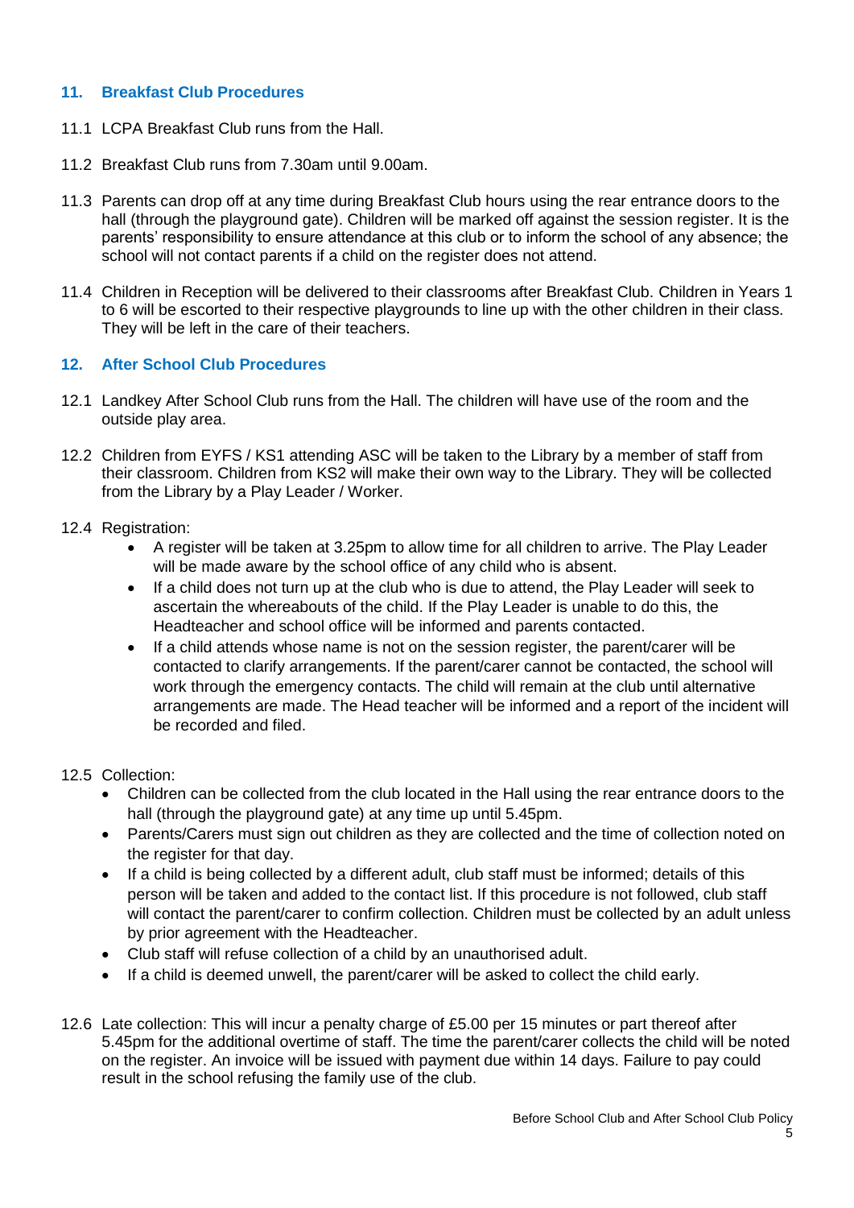## 11. Breakfast Club Procedures

11.1 LCPA Breakfast Club runs from the Hall.

11.2 Breakfast Club runs from 7.30am until 9.00am.

11.3 Parents can drop off at any time during Breakfast Club hours using the rear entrance doors to the hall (through the playground gate). Children will be marked off against the session register. It is the parents' responsibility to ensure attendance at this club or to inform the school of any absence; the school will not contact parents if a child on the register does not attend.

11.4 Children in Reception will be delivered to their classrooms after Breakfast Club. Children in Years 1 to 6 will be escorted to their respective playgrounds to line up with the other children in their class. They will be left in the care of their teachers.

## 12. After School Club Procedures

12.1 Landkey After School Club runs from the Hall. The children will have use of the room and the outside play area.

12.2 Children from EYFS / KS1 attending ASC will be taken to the Library by a member of staff from their classroom. Children from KS2 will make their own way to the Library. They will be collected from the Library by a Play Leader / Worker.

12.4 Registration:

- A register will be taken at 3.25pm to allow time for all children to arrive. The Play Leader will be made aware by the school office of any child who is absent.
- If a child does not turn up at the club who is due to attend, the Play Leader will seek to ascertain the whereabouts of the child. If the Play Leader is unable to do this, the Headteacher and school office will be informed and parents contacted.
- If a child attends whose name is not on the session register, the parent/carer will be contacted to clarify arrangements. If the parent/carer cannot be contacted, the school will work through the emergency contacts. The child will remain at the club until alternative arrangements are made. The Head teacher will be informed and a report of the incident will be recorded and filed.

12.5 Collection:

- Children can be collected from the club located in the Hall using the rear entrance doors to the hall (through the playground gate) at any time up until 5.45pm.
- Parents/Carers must sign out children as they are collected and the time of collection noted on the register for that day.
- If a child is being collected by a different adult, club staff must be informed; details of this person will be taken and added to the contact list. If this procedure is not followed, club staff will contact the parent/carer to confirm collection. Children must be collected by an adult unless by prior agreement with the Headteacher.
- Club staff will refuse collection of a child by an unauthorised adult.
- If a child is deemed unwell, the parent/carer will be asked to collect the child early.

12.6 Late collection: This will incur a penalty charge of £5.00 per 15 minutes or part thereof after 5.45pm for the additional overtime of staff. The time the parent/carer collects the child will be noted on the register. An invoice will be issued with payment due within 14 days. Failure to pay could result in the school refusing the family use of the club.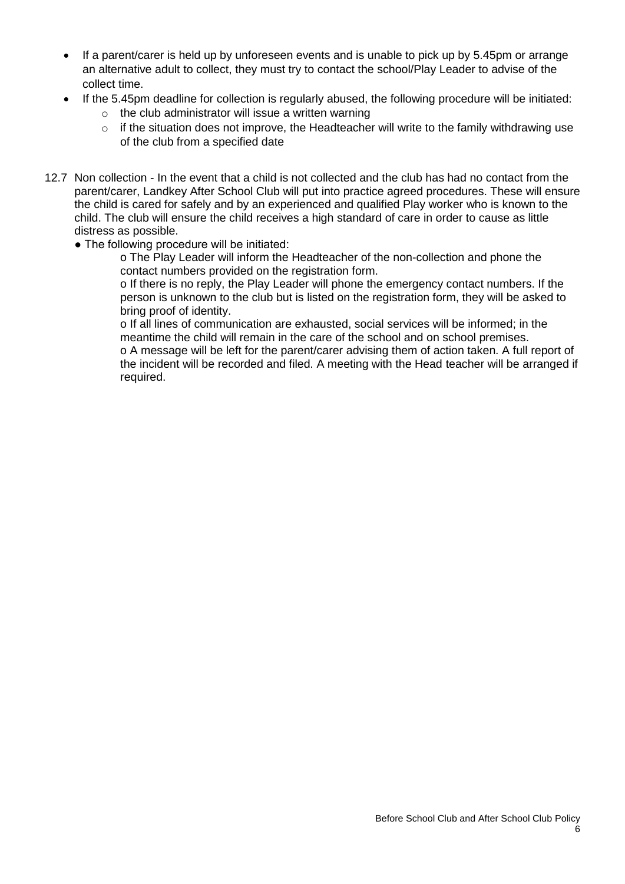- If a parent/carer is held up by unforeseen events and is unable to pick up by 5.45pm or arrange an alternative adult to collect, they must try to contact the school/Play Leader to advise of the collect time.
- If the 5.45pm deadline for collection is regularly abused, the following procedure will be initiated:
  - the club administrator will issue a written warning
  - if the situation does not improve, the Headteacher will write to the family withdrawing use of the club from a specified date

12.7 Non collection - In the event that a child is not collected and the club has had no contact from the parent/carer, Landkey After School Club will put into practice agreed procedures. These will ensure the child is cared for safely and by an experienced and qualified Play worker who is known to the child. The club will ensure the child receives a high standard of care in order to cause as little distress as possible.

- The following procedure will be initiated:
  - The Play Leader will inform the Headteacher of the non-collection and phone the contact numbers provided on the registration form.
  - If there is no reply, the Play Leader will phone the emergency contact numbers. If the person is unknown to the club but is listed on the registration form, they will be asked to bring proof of identity.
  - If all lines of communication are exhausted, social services will be informed; in the meantime the child will remain in the care of the school and on school premises.
  - A message will be left for the parent/carer advising them of action taken. A full report of the incident will be recorded and filed. A meeting with the Head teacher will be arranged if required.